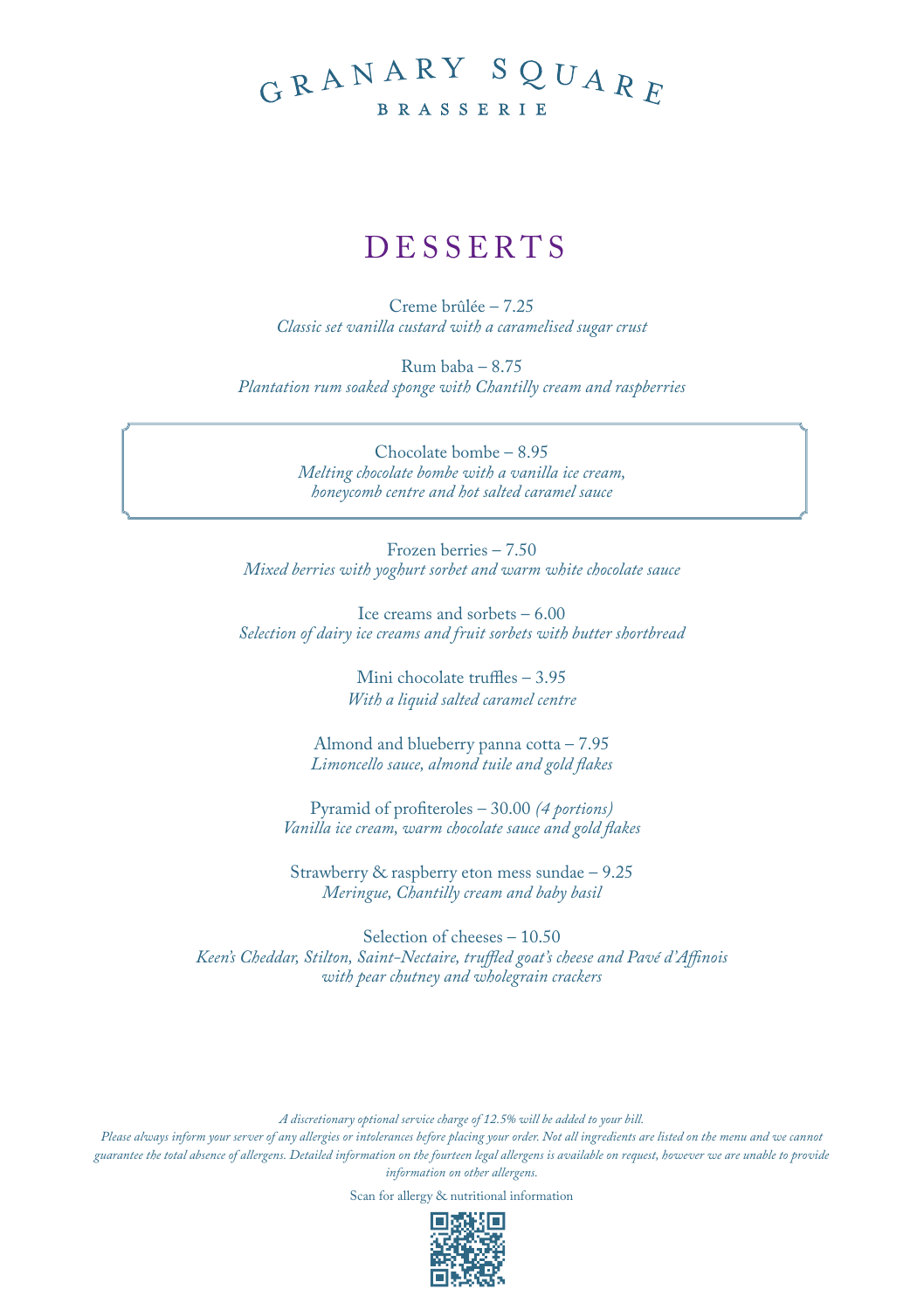# GRANARY SQUARE

## BRASSERIE

## DESSERTS

Creme brûlée – 7.25
*Classic set vanilla custard with a caramelised sugar crust*

Rum baba – 8.75
*Plantation rum soaked sponge with Chantilly cream and raspberries*

Chocolate bombe – 8.95
*Melting chocolate bombe with a vanilla ice cream, honeycomb centre and hot salted caramel sauce*

Frozen berries – 7.50
*Mixed berries with yoghurt sorbet and warm white chocolate sauce*

Ice creams and sorbets – 6.00
*Selection of dairy ice creams and fruit sorbets with butter shortbread*

Mini chocolate truffles – 3.95
*With a liquid salted caramel centre*

Almond and blueberry panna cotta – 7.95
*Limoncello sauce, almond tuile and gold flakes*

Pyramid of profiteroles – 30.00 *(4 portions)*
*Vanilla ice cream, warm chocolate sauce and gold flakes*

Strawberry & raspberry eton mess sundae – 9.25
*Meringue, Chantilly cream and baby basil*

Selection of cheeses – 10.50
*Keen's Cheddar, Stilton, Saint-Nectaire, truffled goat's cheese and Pavé d'Affinois with pear chutney and wholegrain crackers*

*A discretionary optional service charge of 12.5% will be added to your bill.*
*Please always inform your server of any allergies or intolerances before placing your order. Not all ingredients are listed on the menu and we cannot guarantee the total absence of allergens. Detailed information on the fourteen legal allergens is available on request, however we are unable to provide information on other allergens.*

Scan for allergy & nutritional information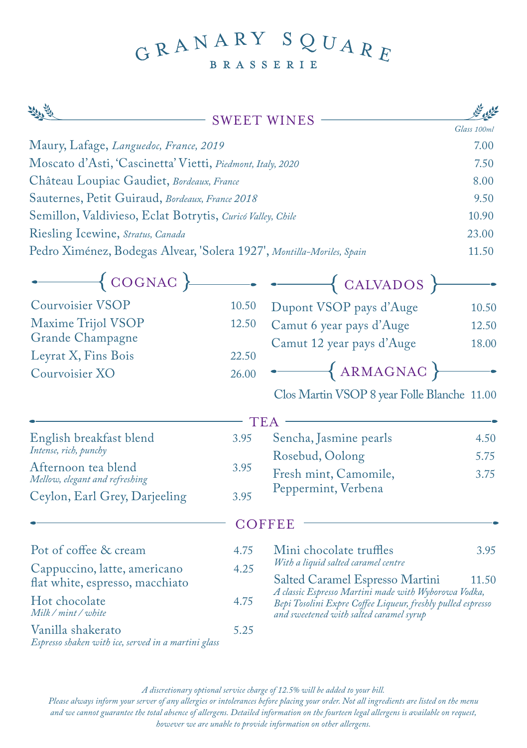# GRANARY SQUARE
## BRASSERIE

## SWEET WINES

| | Glass 100ml |
|---|---|
| Maury, Lafage, *Languedoc, France, 2019* | 7.00 |
| Moscato d'Asti, 'Cascinetta' Vietti, *Piedmont, Italy, 2020* | 7.50 |
| Château Loupiac Gaudiet, *Bordeaux, France* | 8.00 |
| Sauternes, Petit Guiraud, *Bordeaux, France 2018* | 9.50 |
| Semillon, Valdivieso, Eclat Botrytis, *Curicó Valley, Chile* | 10.90 |
| Riesling Icewine, *Stratus, Canada* | 23.00 |
| Pedro Ximénez, Bodegas Alvear, 'Solera 1927', *Montilla-Moriles, Spain* | 11.50 |

## COGNAC

| | |
|---|---|
| Courvoisier VSOP | 10.50 |
| Maxime Trijol VSOP Grande Champagne | 12.50 |
| Leyrat X, Fins Bois | 22.50 |
| Courvoisier XO | 26.00 |

## CALVADOS

| | |
|---|---|
| Dupont VSOP pays d'Auge | 10.50 |
| Camut 6 year pays d'Auge | 12.50 |
| Camut 12 year pays d'Auge | 18.00 |

## ARMAGNAC

| | |
|---|---|
| Clos Martin VSOP 8 year Folle Blanche | 11.00 |

## TEA

| | |
|---|---|
| English breakfast blend<br>*Intense, rich, punchy* | 3.95 |
| Afternoon tea blend<br>*Mellow, elegant and refreshing* | 3.95 |
| Ceylon, Earl Grey, Darjeeling | 3.95 |
| Sencha, Jasmine pearls | 4.50 |
| Rosebud, Oolong | 5.75 |
| Fresh mint, Camomile, Peppermint, Verbena | 3.75 |

## COFFEE

| | |
|---|---|
| Pot of coffee & cream | 4.75 |
| Cappuccino, latte, americano flat white, espresso, macchiato | 4.25 |
| Hot chocolate<br>*Milk / mint / white* | 4.75 |
| Vanilla shakerato<br>*Espresso shaken with ice, served in a martini glass* | 5.25 |
| Mini chocolate truffles<br>*With a liquid salted caramel centre* | 3.95 |
| Salted Caramel Espresso Martini<br>*A classic Espresso Martini made with Wyborowa Vodka, Bepi Tosolini Expre Coffee Liqueur, freshly pulled espresso and sweetened with salted caramel syrup* | 11.50 |

*A discretionary optional service charge of 12.5% will be added to your bill.*
*Please always inform your server of any allergies or intolerances before placing your order. Not all ingredients are listed on the menu and we cannot guarantee the total absence of allergens. Detailed information on the fourteen legal allergens is available on request, however we are unable to provide information on other allergens.*